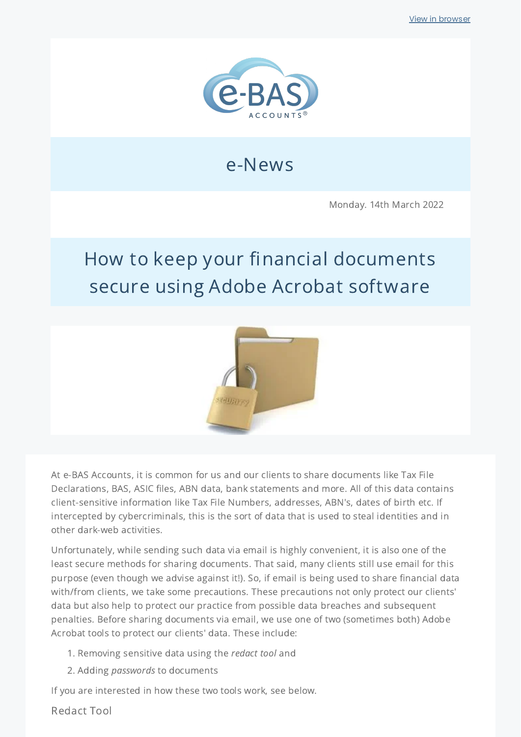View in browser

e-News

Monday. 14th March 2022

# How to keep your financial documents secure using Adobe Acrobat software

At e-BAS Accounts, it is common for us and our clients to share documents like Tax File Declarations, BAS, ASIC files, ABN data, bank statements and more. All of this data contains client-sensitive information like Tax File Numbers, addresses, ABN's, dates of birth etc. If intercepted by cybercriminals, this is the sort of data that is used to steal identities and in other dark-web activities.

Unfortunately, while sending such data via email is highly convenient, it is also one of the least secure methods for sharing documents. That said, many clients still use email for this purpose (even though we advise against it!). So, if email is being used to share financial data with/from clients, we take some precautions. These precautions not only protect our clients' data but also help to protect our practice from possible data breaches and subsequent penalties. Before sharing documents via email, we use one of two (sometimes both) Adobe Acrobat tools to protect our clients' data. These include:

1. Removing sensitive data using the *redact tool* and
2. Adding *passwords* to documents

If you are interested in how these two tools work, see below.

## Redact Tool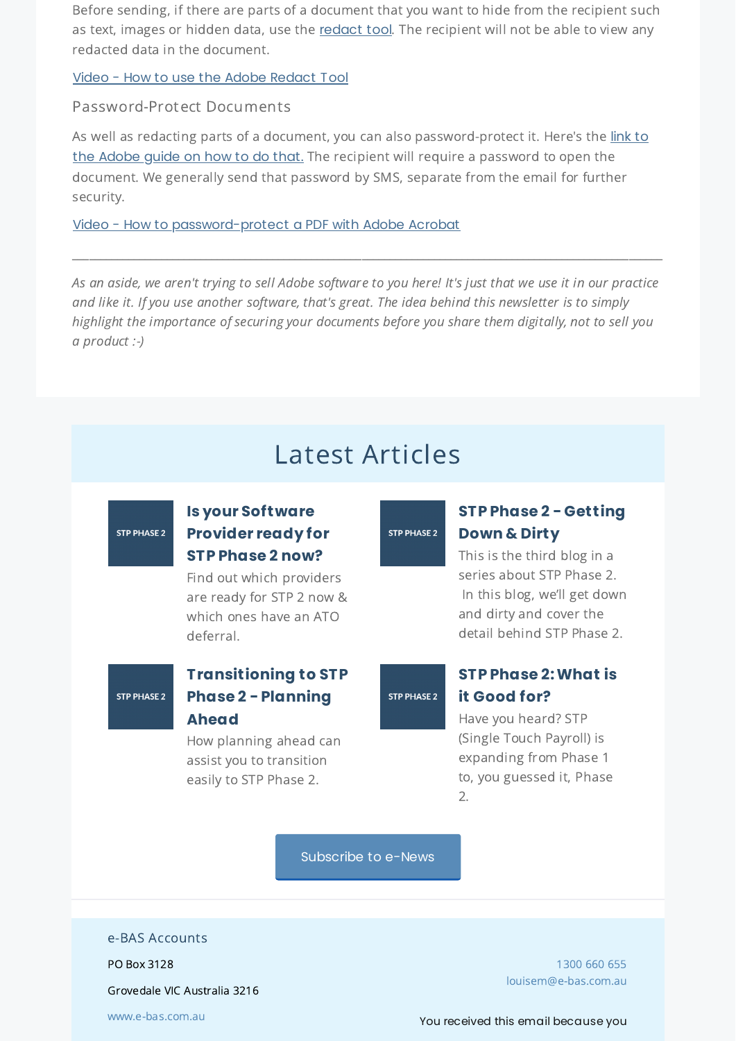Before sending, if there are parts of a document that you want to hide from the recipient such as text, images or hidden data, use the [redact tool](). The recipient will not be able to view any redacted data in the document.

[Video - How to use the Adobe Redact Tool]()

### Password-Protect Documents

As well as redacting parts of a document, you can also password-protect it. Here's the [link to the Adobe guide on how to do that.]() The recipient will require a password to open the document. We generally send that password by SMS, separate from the email for further security.

[Video - How to password-protect a PDF with Adobe Acrobat]()

---

*As an aside, we aren't trying to sell Adobe software to you here! It's just that we use it in our practice and like it. If you use another software, that's great. The idea behind this newsletter is to simply highlight the importance of securing your documents before you share them digitally, not to sell you a product :-)*

## Latest Articles

STP PHASE 2

**Is your Software Provider ready for STP Phase 2 now?**

Find out which providers are ready for STP 2 now & which ones have an ATO deferral.

STP PHASE 2

**STP Phase 2 - Getting Down & Dirty**

This is the third blog in a series about STP Phase 2. In this blog, we'll get down and dirty and cover the detail behind STP Phase 2.

STP PHASE 2

**Transitioning to STP Phase 2 - Planning Ahead**

How planning ahead can assist you to transition easily to STP Phase 2.

STP PHASE 2

**STP Phase 2: What is it Good for?**

Have you heard? STP (Single Touch Payroll) is expanding from Phase 1 to, you guessed it, Phase 2.

Subscribe to e-News

e-BAS Accounts

PO Box 3128

Grovedale VIC Australia 3216

www.e-bas.com.au

1300 660 655

louisem@e-bas.com.au

You received this email because you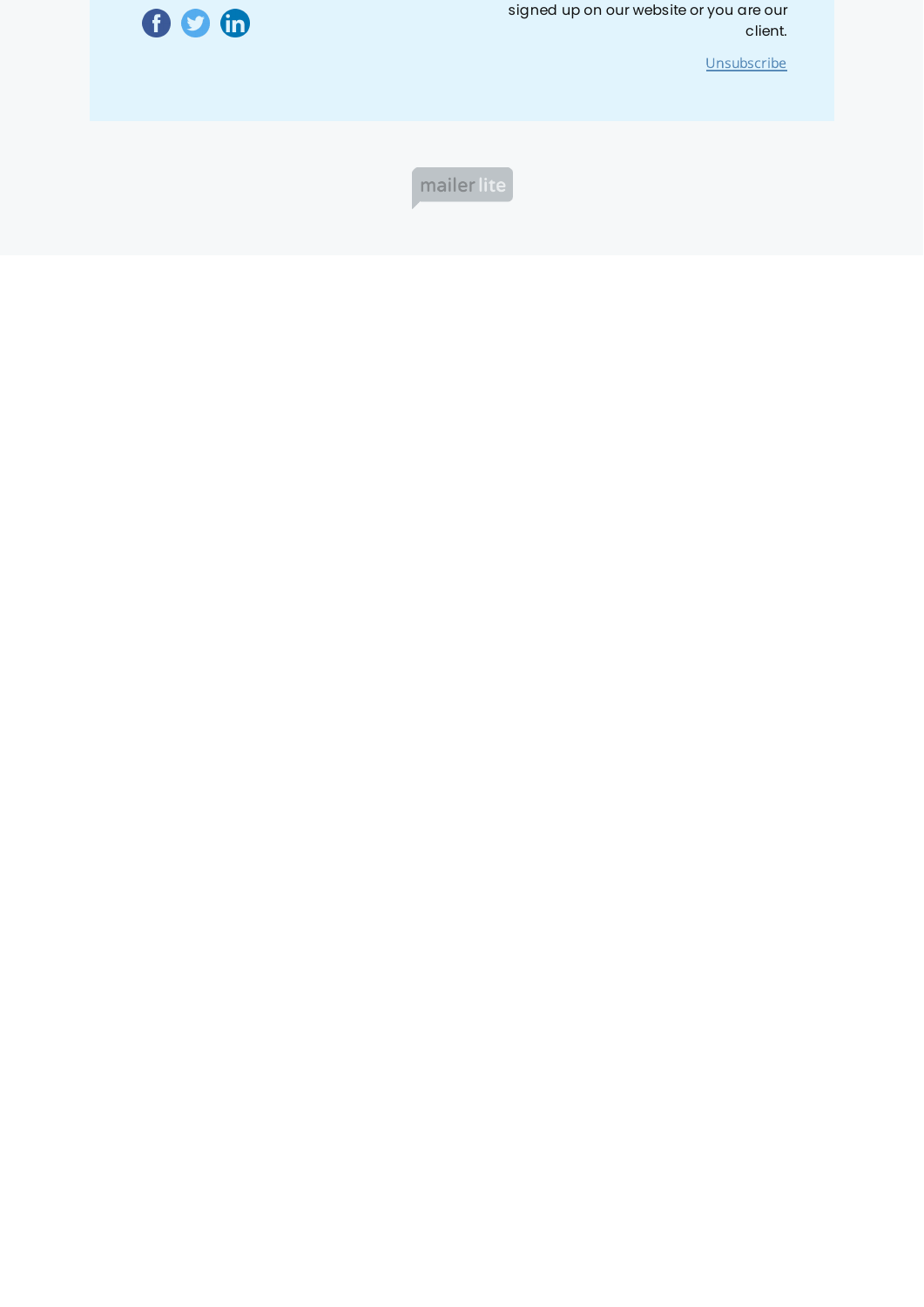signed up on our website or you are our client.

Unsubscribe